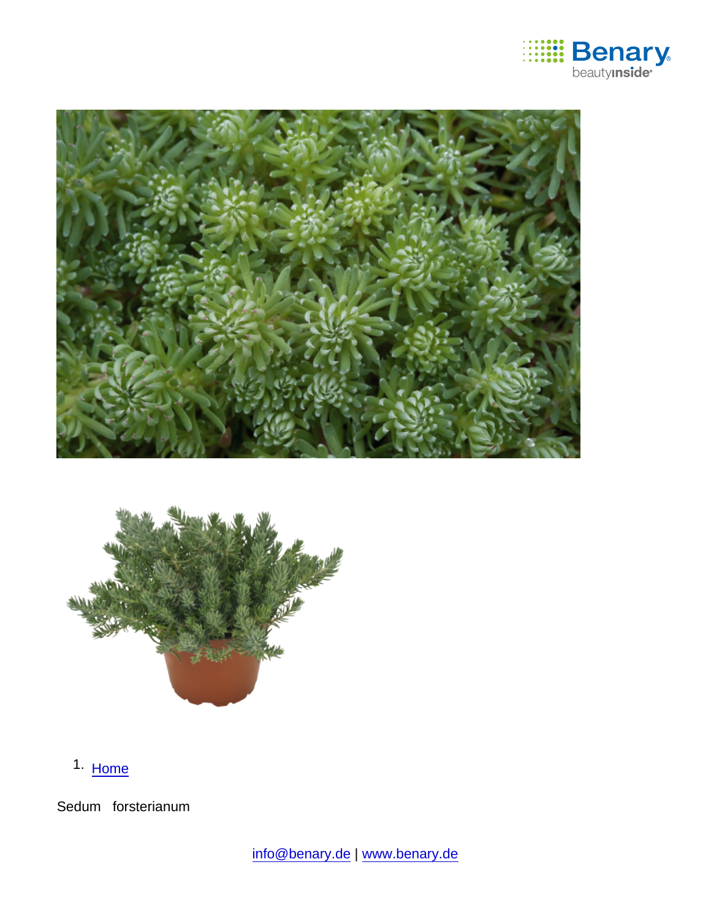1. Home

Sedum forsterianum

info@benary.de | www.benary.de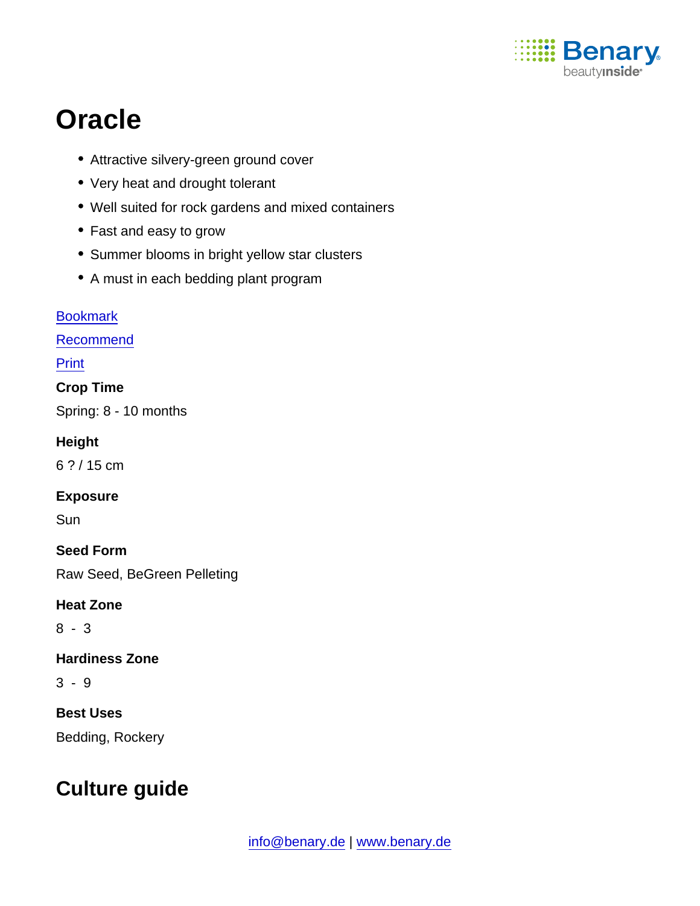# Oracle

- Attractive silvery-green ground cover
- Very heat and drought tolerant
- Well suited for rock gardens and mixed containers
- Fast and easy to grow
- Summer blooms in bright yellow star clusters
- A must in each bedding plant program

Bookmark

Recommend

Print

**Crop Time**

Spring: 8 - 10 months

**Height**

6 ? / 15 cm

**Exposure**

Sun

**Seed Form**

Raw Seed, BeGreen Pelleting

**Heat Zone**

8 - 3

**Hardiness Zone**

3 - 9

**Best Uses**

Bedding, Rockery

## Culture guide

info@benary.de | www.benary.de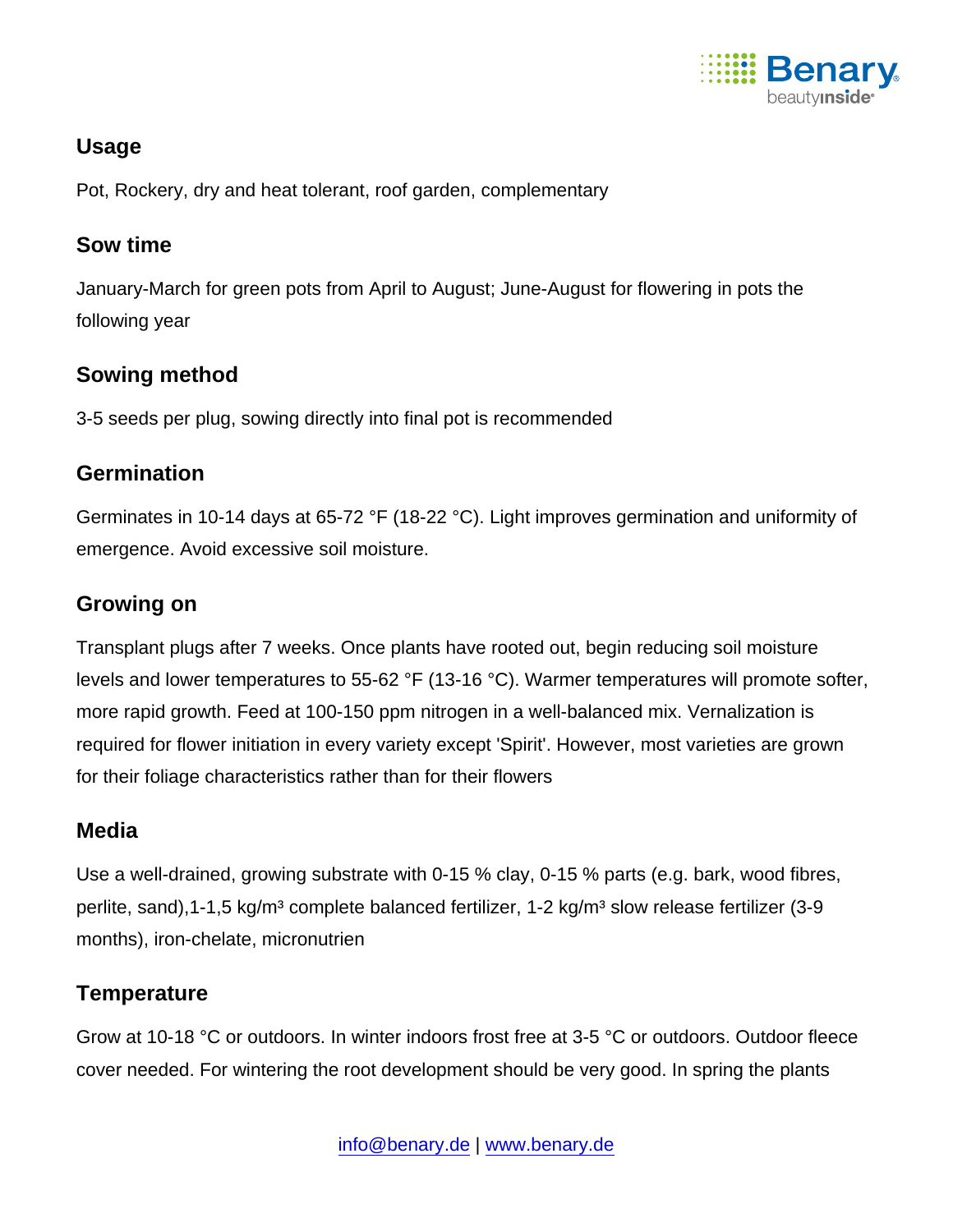## Usage

Pot, Rockery, dry and heat tolerant, roof garden, complementary

## Sow time

January-March for green pots from April to August; June-August for flowering in pots the following year

## Sowing method

3-5 seeds per plug, sowing directly into final pot is recommended

## Germination

Germinates in 10-14 days at 65-72 °F (18-22 °C). Light improves germination and uniformity of emergence. Avoid excessive soil moisture.

## Growing on

Transplant plugs after 7 weeks. Once plants have rooted out, begin reducing soil moisture levels and lower temperatures to 55-62 °F (13-16 °C). Warmer temperatures will promote softer, more rapid growth. Feed at 100-150 ppm nitrogen in a well-balanced mix. Vernalization is required for flower initiation in every variety except 'Spirit'. However, most varieties are grown for their foliage characteristics rather than for their flowers

## Media

Use a well-drained, growing substrate with 0-15 % clay, 0-15 % parts (e.g. bark, wood fibres, perlite, sand),1-1,5 kg/m³ complete balanced fertilizer, 1-2 kg/m³ slow release fertilizer (3-9 months), iron-chelate, micronutrien

## Temperature

Grow at 10-18 °C or outdoors. In winter indoors frost free at 3-5 °C or outdoors. Outdoor fleece cover needed. For wintering the root development should be very good. In spring the plants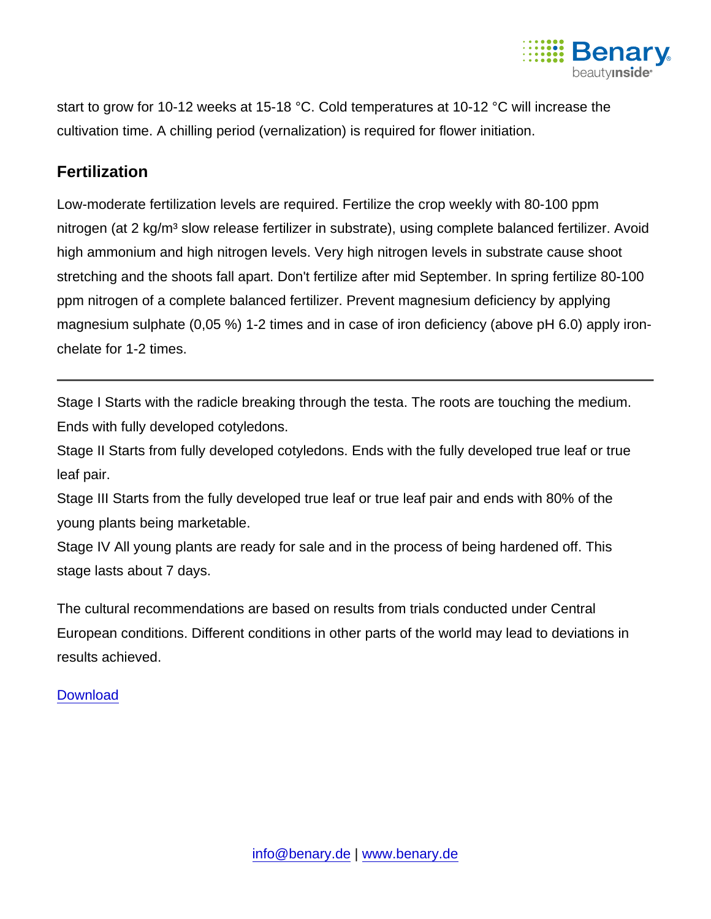start to grow for 10-12 weeks at 15-18 °C. Cold temperatures at 10-12 °C will increase the cultivation time. A chilling period (vernalization) is required for flower initiation.

## Fertilization

Low-moderate fertilization levels are required. Fertilize the crop weekly with 80-100 ppm nitrogen (at 2 kg/m³ slow release fertilizer in substrate), using complete balanced fertilizer. Avoid high ammonium and high nitrogen levels. Very high nitrogen levels in substrate cause shoot stretching and the shoots fall apart. Don't fertilize after mid September. In spring fertilize 80-100 ppm nitrogen of a complete balanced fertilizer. Prevent magnesium deficiency by applying magnesium sulphate (0,05 %) 1-2 times and in case of iron deficiency (above pH 6.0) apply iron-chelate for 1-2 times.

---

Stage I Starts with the radicle breaking through the testa. The roots are touching the medium. Ends with fully developed cotyledons.
Stage II Starts from fully developed cotyledons. Ends with the fully developed true leaf or true leaf pair.
Stage III Starts from the fully developed true leaf or true leaf pair and ends with 80% of the young plants being marketable.
Stage IV All young plants are ready for sale and in the process of being hardened off. This stage lasts about 7 days.

The cultural recommendations are based on results from trials conducted under Central European conditions. Different conditions in other parts of the world may lead to deviations in results achieved.

Download

info@benary.de | www.benary.de